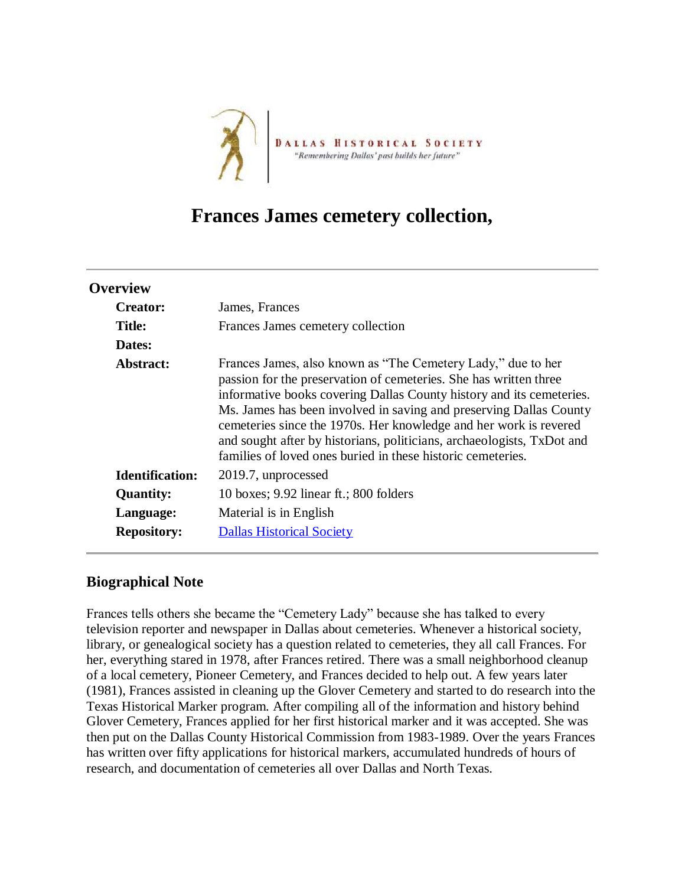DALLAS HISTORICAL SOCIETY
*"Remembering Dallas' past builds her future"*

# Frances James cemetery collection,

## Overview

| | |
|---|---|
| **Creator:** | James, Frances |
| **Title:** | Frances James cemetery collection |
| **Dates:** | |
| **Abstract:** | Frances James, also known as "The Cemetery Lady," due to her passion for the preservation of cemeteries. She has written three informative books covering Dallas County history and its cemeteries. Ms. James has been involved in saving and preserving Dallas County cemeteries since the 1970s. Her knowledge and her work is revered and sought after by historians, politicians, archaeologists, TxDot and families of loved ones buried in these historic cemeteries. |
| **Identification:** | 2019.7, unprocessed |
| **Quantity:** | 10 boxes; 9.92 linear ft.; 800 folders |
| **Language:** | Material is in English |
| **Repository:** | Dallas Historical Society |

## Biographical Note

Frances tells others she became the "Cemetery Lady" because she has talked to every television reporter and newspaper in Dallas about cemeteries. Whenever a historical society, library, or genealogical society has a question related to cemeteries, they all call Frances. For her, everything stared in 1978, after Frances retired. There was a small neighborhood cleanup of a local cemetery, Pioneer Cemetery, and Frances decided to help out. A few years later (1981), Frances assisted in cleaning up the Glover Cemetery and started to do research into the Texas Historical Marker program. After compiling all of the information and history behind Glover Cemetery, Frances applied for her first historical marker and it was accepted. She was then put on the Dallas County Historical Commission from 1983-1989. Over the years Frances has written over fifty applications for historical markers, accumulated hundreds of hours of research, and documentation of cemeteries all over Dallas and North Texas.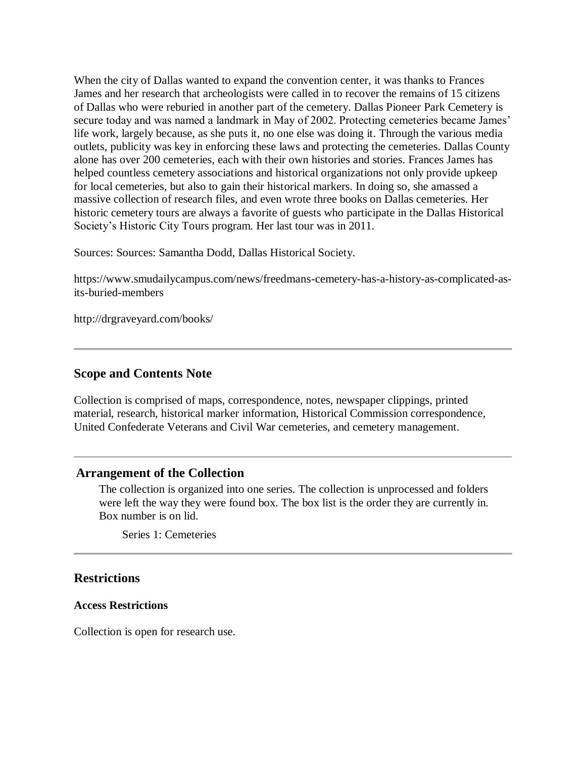When the city of Dallas wanted to expand the convention center, it was thanks to Frances James and her research that archeologists were called in to recover the remains of 15 citizens of Dallas who were reburied in another part of the cemetery. Dallas Pioneer Park Cemetery is secure today and was named a landmark in May of 2002. Protecting cemeteries became James' life work, largely because, as she puts it, no one else was doing it. Through the various media outlets, publicity was key in enforcing these laws and protecting the cemeteries. Dallas County alone has over 200 cemeteries, each with their own histories and stories. Frances James has helped countless cemetery associations and historical organizations not only provide upkeep for local cemeteries, but also to gain their historical markers. In doing so, she amassed a massive collection of research files, and even wrote three books on Dallas cemeteries. Her historic cemetery tours are always a favorite of guests who participate in the Dallas Historical Society's Historic City Tours program. Her last tour was in 2011.

Sources: Sources: Samantha Dodd, Dallas Historical Society.

https://www.smudailycampus.com/news/freedmans-cemetery-has-a-history-as-complicated-as-its-buried-members

http://drgraveyard.com/books/

---

## Scope and Contents Note

Collection is comprised of maps, correspondence, notes, newspaper clippings, printed material, research, historical marker information, Historical Commission correspondence, United Confederate Veterans and Civil War cemeteries, and cemetery management.

---

## Arrangement of the Collection

The collection is organized into one series. The collection is unprocessed and folders were left the way they were found box. The box list is the order they are currently in. Box number is on lid.

Series 1: Cemeteries

---

## Restrictions

### Access Restrictions

Collection is open for research use.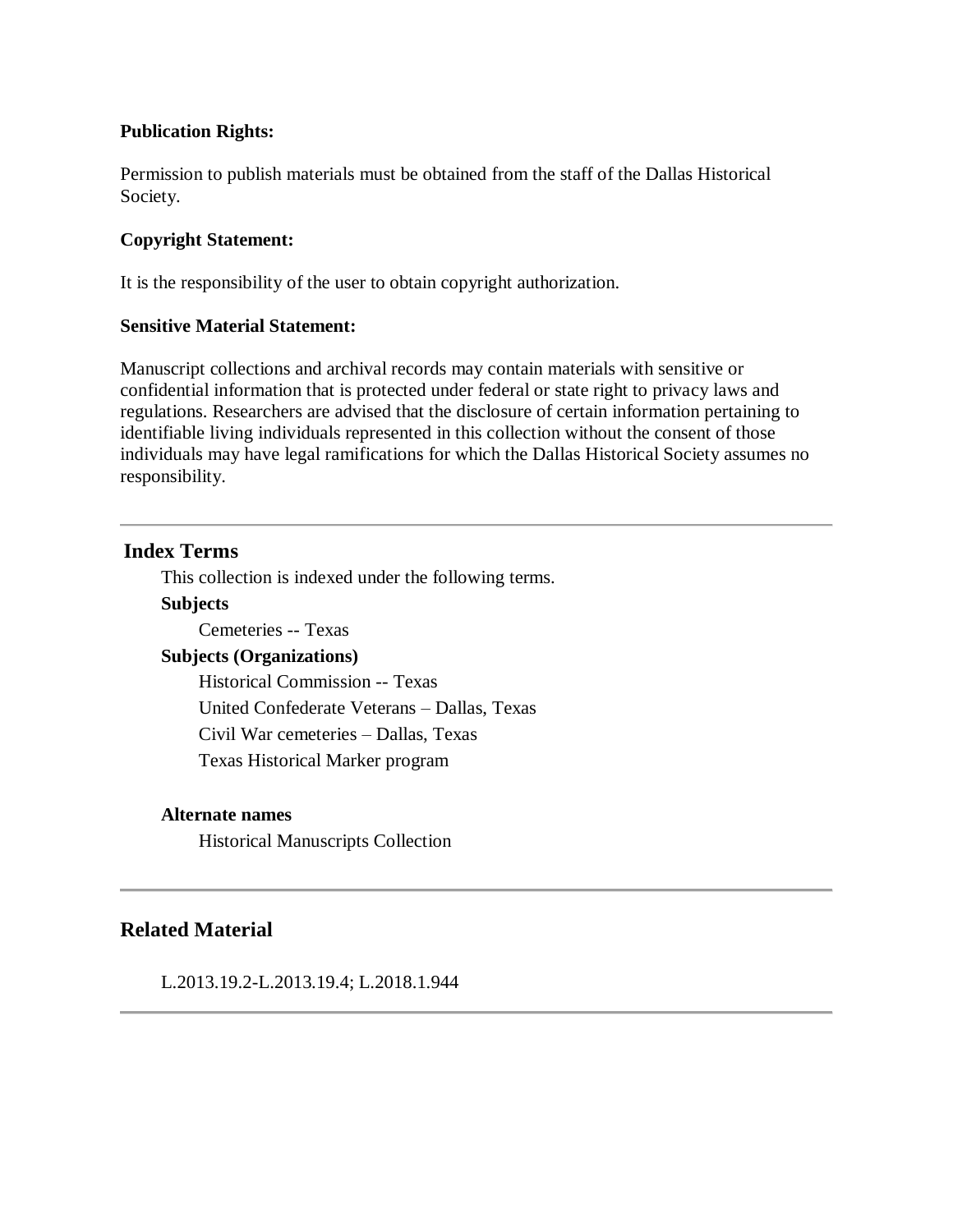**Publication Rights:**

Permission to publish materials must be obtained from the staff of the Dallas Historical Society.

**Copyright Statement:**

It is the responsibility of the user to obtain copyright authorization.

**Sensitive Material Statement:**

Manuscript collections and archival records may contain materials with sensitive or confidential information that is protected under federal or state right to privacy laws and regulations. Researchers are advised that the disclosure of certain information pertaining to identifiable living individuals represented in this collection without the consent of those individuals may have legal ramifications for which the Dallas Historical Society assumes no responsibility.

---

## Index Terms

This collection is indexed under the following terms.

**Subjects**

- Cemeteries -- Texas

**Subjects (Organizations)**

- Historical Commission -- Texas
- United Confederate Veterans – Dallas, Texas
- Civil War cemeteries – Dallas, Texas
- Texas Historical Marker program

**Alternate names**

- Historical Manuscripts Collection

---

## Related Material

L.2013.19.2-L.2013.19.4; L.2018.1.944

---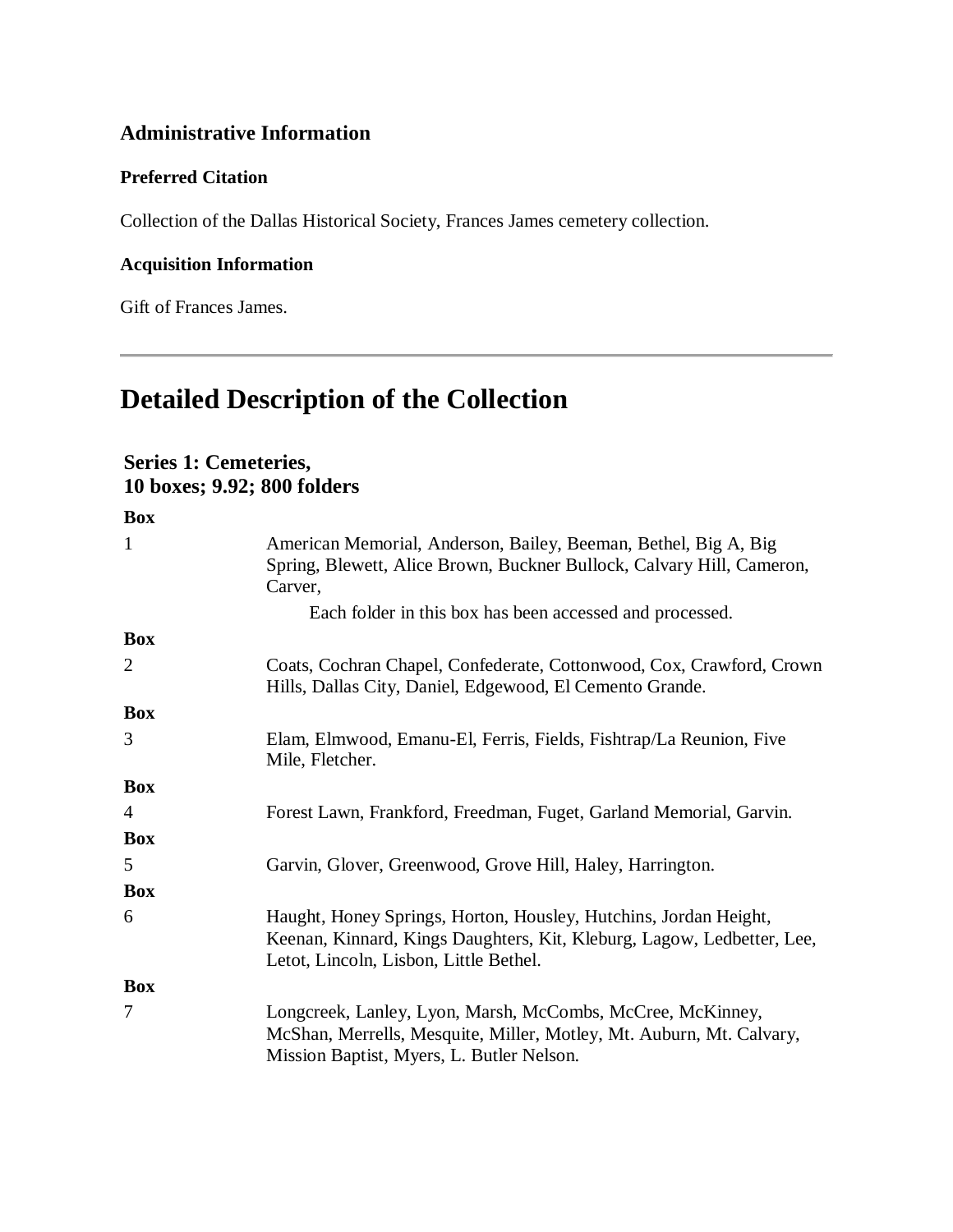### Administrative Information

#### Preferred Citation

Collection of the Dallas Historical Society, Frances James cemetery collection.

#### Acquisition Information

Gift of Frances James.

---

## Detailed Description of the Collection

### Series 1: Cemeteries, 10 boxes; 9.92; 800 folders

| Box | |
|---|---|
| 1 | American Memorial, Anderson, Bailey, Beeman, Bethel, Big A, Big Spring, Blewett, Alice Brown, Buckner Bullock, Calvary Hill, Cameron, Carver,<br>Each folder in this box has been accessed and processed. |
| **Box** | |
| 2 | Coats, Cochran Chapel, Confederate, Cottonwood, Cox, Crawford, Crown Hills, Dallas City, Daniel, Edgewood, El Cemento Grande. |
| **Box** | |
| 3 | Elam, Elmwood, Emanu-El, Ferris, Fields, Fishtrap/La Reunion, Five Mile, Fletcher. |
| **Box** | |
| 4 | Forest Lawn, Frankford, Freedman, Fuget, Garland Memorial, Garvin. |
| **Box** | |
| 5 | Garvin, Glover, Greenwood, Grove Hill, Haley, Harrington. |
| **Box** | |
| 6 | Haught, Honey Springs, Horton, Housley, Hutchins, Jordan Height, Keenan, Kinnard, Kings Daughters, Kit, Kleburg, Lagow, Ledbetter, Lee, Letot, Lincoln, Lisbon, Little Bethel. |
| **Box** | |
| 7 | Longcreek, Lanley, Lyon, Marsh, McCombs, McCree, McKinney, McShan, Merrells, Mesquite, Miller, Motley, Mt. Auburn, Mt. Calvary, Mission Baptist, Myers, L. Butler Nelson. |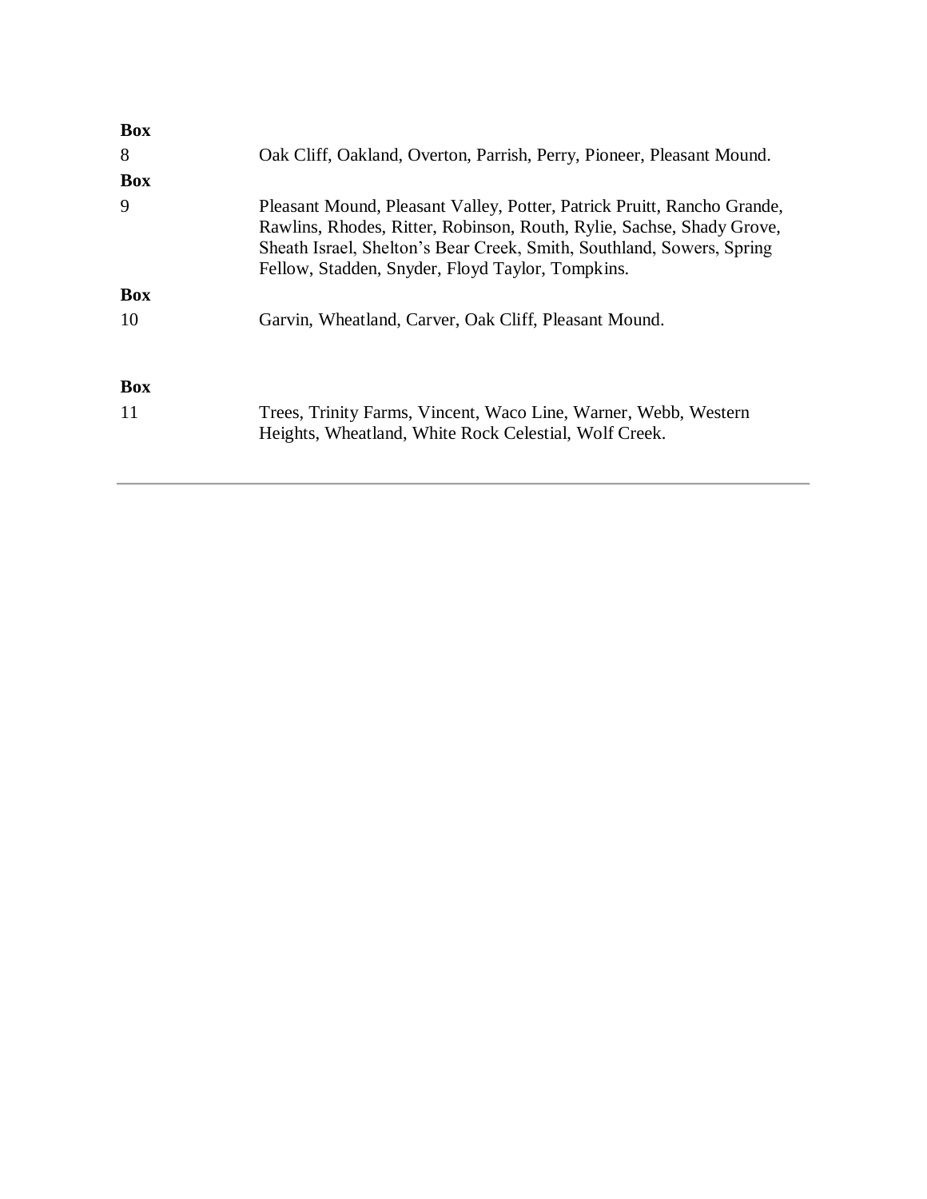| | |
|---|---|
| **Box** | |
| 8 | Oak Cliff, Oakland, Overton, Parrish, Perry, Pioneer, Pleasant Mound. |
| **Box** | |
| 9 | Pleasant Mound, Pleasant Valley, Potter, Patrick Pruitt, Rancho Grande, Rawlins, Rhodes, Ritter, Robinson, Routh, Rylie, Sachse, Shady Grove, Sheath Israel, Shelton's Bear Creek, Smith, Southland, Sowers, Spring Fellow, Stadden, Snyder, Floyd Taylor, Tompkins. |
| **Box** | |
| 10 | Garvin, Wheatland, Carver, Oak Cliff, Pleasant Mound. |
| **Box** | |
| 11 | Trees, Trinity Farms, Vincent, Waco Line, Warner, Webb, Western Heights, Wheatland, White Rock Celestial, Wolf Creek. |

---